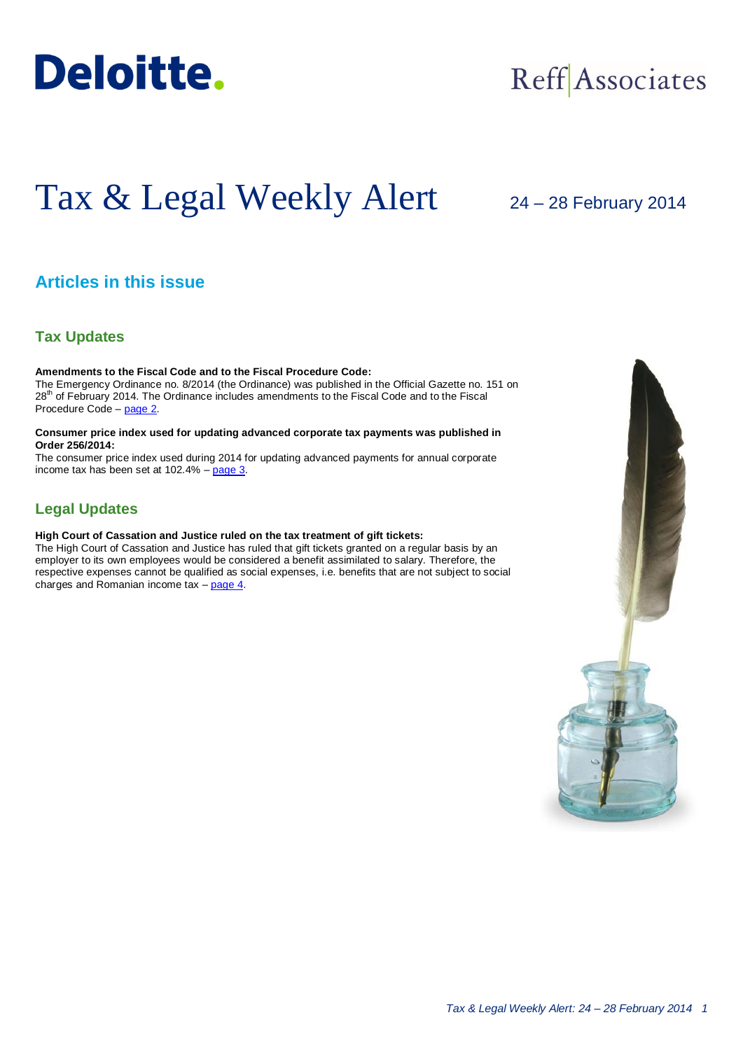Deloitte.

Reff Associates

# Tax & Legal Weekly Alert

24 – 28 February 2014

## Articles in this issue

### Tax Updates

**Amendments to the Fiscal Code and to the Fiscal Procedure Code:**
The Emergency Ordinance no. 8/2014 (the Ordinance) was published in the Official Gazette no. 151 on 28th of February 2014. The Ordinance includes amendments to the Fiscal Code and to the Fiscal Procedure Code – page 2.

**Consumer price index used for updating advanced corporate tax payments was published in Order 256/2014:**
The consumer price index used during 2014 for updating advanced payments for annual corporate income tax has been set at 102.4% – page 3.

### Legal Updates

**High Court of Cassation and Justice ruled on the tax treatment of gift tickets:**
The High Court of Cassation and Justice has ruled that gift tickets granted on a regular basis by an employer to its own employees would be considered a benefit assimilated to salary. Therefore, the respective expenses cannot be qualified as social expenses, i.e. benefits that are not subject to social charges and Romanian income tax – page 4.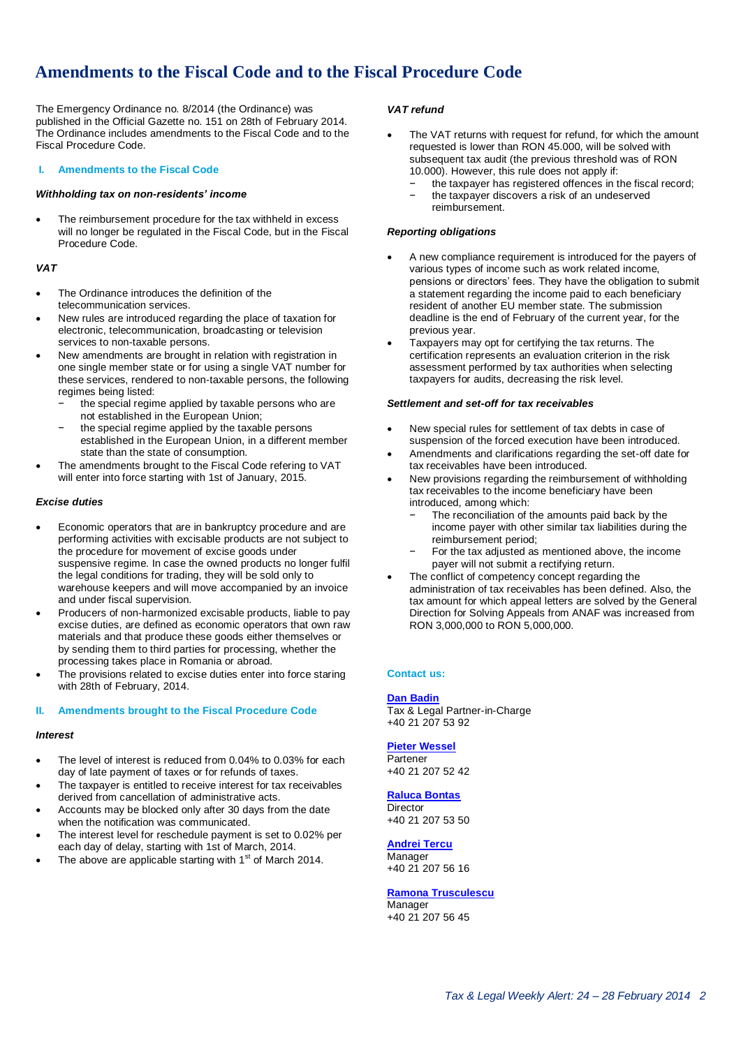# Amendments to the Fiscal Code and to the Fiscal Procedure Code

The Emergency Ordinance no. 8/2014 (the Ordinance) was published in the Official Gazette no. 151 on 28th of February 2014. The Ordinance includes amendments to the Fiscal Code and to the Fiscal Procedure Code.

## I. Amendments to the Fiscal Code

### *Withholding tax on non-residents' income*

- The reimbursement procedure for the tax withheld in excess will no longer be regulated in the Fiscal Code, but in the Fiscal Procedure Code.

### *VAT*

- The Ordinance introduces the definition of the telecommunication services.
- New rules are introduced regarding the place of taxation for electronic, telecommunication, broadcasting or television services to non-taxable persons.
- New amendments are brought in relation with registration in one single member state or for using a single VAT number for these services, rendered to non-taxable persons, the following regimes being listed:
  - the special regime applied by taxable persons who are not established in the European Union;
  - the special regime applied by the taxable persons established in the European Union, in a different member state than the state of consumption.
- The amendments brought to the Fiscal Code refering to VAT will enter into force starting with 1st of January, 2015.

### *Excise duties*

- Economic operators that are in bankruptcy procedure and are performing activities with excisable products are not subject to the procedure for movement of excise goods under suspensive regime. In case the owned products no longer fulfil the legal conditions for trading, they will be sold only to warehouse keepers and will move accompanied by an invoice and under fiscal supervision.
- Producers of non-harmonized excisable products, liable to pay excise duties, are defined as economic operators that own raw materials and that produce these goods either themselves or by sending them to third parties for processing, whether the processing takes place in Romania or abroad.
- The provisions related to excise duties enter into force staring with 28th of February, 2014.

## II. Amendments brought to the Fiscal Procedure Code

### *Interest*

- The level of interest is reduced from 0.04% to 0.03% for each day of late payment of taxes or for refunds of taxes.
- The taxpayer is entitled to receive interest for tax receivables derived from cancellation of administrative acts.
- Accounts may be blocked only after 30 days from the date when the notification was communicated.
- The interest level for reschedule payment is set to 0.02% per each day of delay, starting with 1st of March, 2014.
- The above are applicable starting with 1st of March 2014.

### *VAT refund*

- The VAT returns with request for refund, for which the amount requested is lower than RON 45.000, will be solved with subsequent tax audit (the previous threshold was of RON 10.000). However, this rule does not apply if:
  - the taxpayer has registered offences in the fiscal record;
  - the taxpayer discovers a risk of an undeserved reimbursement.

### *Reporting obligations*

- A new compliance requirement is introduced for the payers of various types of income such as work related income, pensions or directors' fees. They have the obligation to submit a statement regarding the income paid to each beneficiary resident of another EU member state. The submission deadline is the end of February of the current year, for the previous year.
- Taxpayers may opt for certifying the tax returns. The certification represents an evaluation criterion in the risk assessment performed by tax authorities when selecting taxpayers for audits, decreasing the risk level.

### *Settlement and set-off for tax receivables*

- New special rules for settlement of tax debts in case of suspension of the forced execution have been introduced.
- Amendments and clarifications regarding the set-off date for tax receivables have been introduced.
- New provisions regarding the reimbursement of withholding tax receivables to the income beneficiary have been introduced, among which:
  - The reconciliation of the amounts paid back by the income payer with other similar tax liabilities during the reimbursement period;
  - For the tax adjusted as mentioned above, the income payer will not submit a rectifying return.
- The conflict of competency concept regarding the administration of tax receivables has been defined. Also, the tax amount for which appeal letters are solved by the General Direction for Solving Appeals from ANAF was increased from RON 3,000,000 to RON 5,000,000.

**Contact us:**

**Dan Badin**
Tax & Legal Partner-in-Charge
+40 21 207 53 92

**Pieter Wessel**
Partener
+40 21 207 52 42

**Raluca Bontas**
Director
+40 21 207 53 50

**Andrei Tercu**
Manager
+40 21 207 56 16

**Ramona Trusculescu**
Manager
+40 21 207 56 45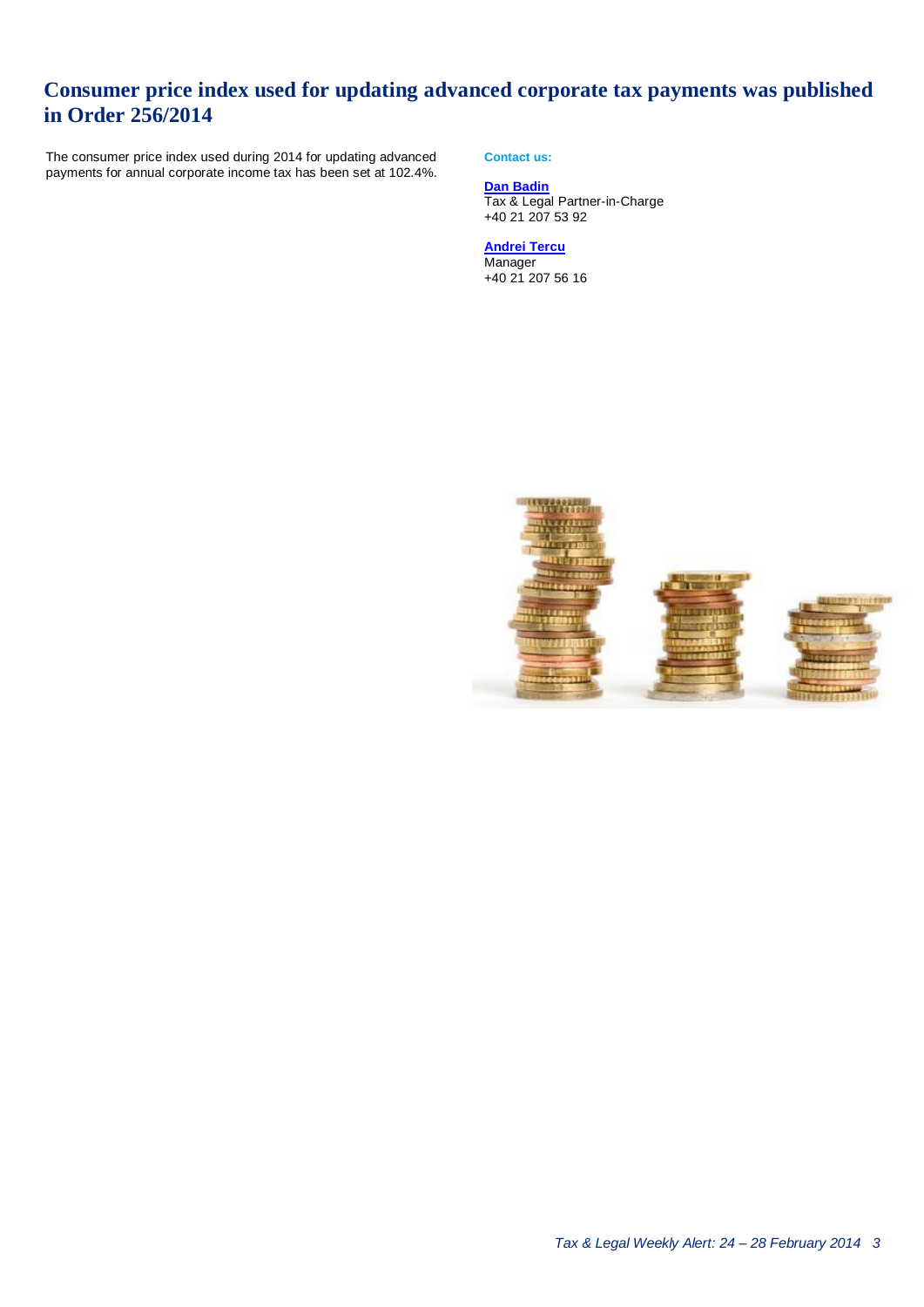# Consumer price index used for updating advanced corporate tax payments was published in Order 256/2014

The consumer price index used during 2014 for updating advanced payments for annual corporate income tax has been set at 102.4%.

**Contact us:**

**[Dan Badin]**
Tax & Legal Partner-in-Charge
+40 21 207 53 92

**[Andrei Tercu]**
Manager
+40 21 207 56 16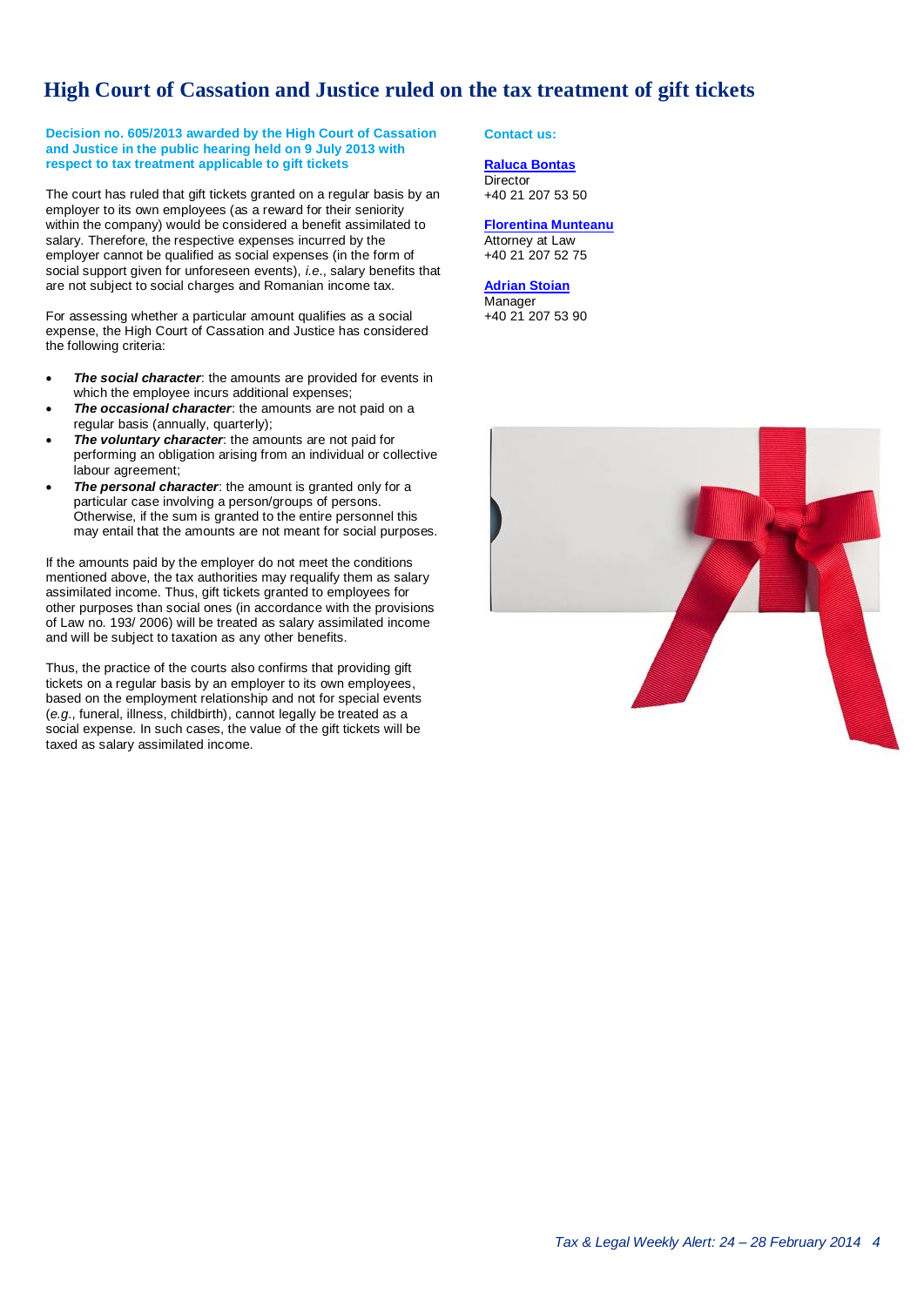# High Court of Cassation and Justice ruled on the tax treatment of gift tickets

**Decision no. 605/2013 awarded by the High Court of Cassation and Justice in the public hearing held on 9 July 2013 with respect to tax treatment applicable to gift tickets**

The court has ruled that gift tickets granted on a regular basis by an employer to its own employees (as a reward for their seniority within the company) would be considered a benefit assimilated to salary. Therefore, the respective expenses incurred by the employer cannot be qualified as social expenses (in the form of social support given for unforeseen events), *i.e.*, salary benefits that are not subject to social charges and Romanian income tax.

For assessing whether a particular amount qualifies as a social expense, the High Court of Cassation and Justice has considered the following criteria:

- ***The social character***: the amounts are provided for events in which the employee incurs additional expenses;
- ***The occasional character***: the amounts are not paid on a regular basis (annually, quarterly);
- ***The voluntary character***: the amounts are not paid for performing an obligation arising from an individual or collective labour agreement;
- ***The personal character***: the amount is granted only for a particular case involving a person/groups of persons. Otherwise, if the sum is granted to the entire personnel this may entail that the amounts are not meant for social purposes.

If the amounts paid by the employer do not meet the conditions mentioned above, the tax authorities may requalify them as salary assimilated income. Thus, gift tickets granted to employees for other purposes than social ones (in accordance with the provisions of Law no. 193/ 2006) will be treated as salary assimilated income and will be subject to taxation as any other benefits.

Thus, the practice of the courts also confirms that providing gift tickets on a regular basis by an employer to its own employees, based on the employment relationship and not for special events (*e.g.*, funeral, illness, childbirth), cannot legally be treated as a social expense. In such cases, the value of the gift tickets will be taxed as salary assimilated income.

**Contact us:**

**Raluca Bontas**
Director
+40 21 207 53 50

**Florentina Munteanu**
Attorney at Law
+40 21 207 52 75

**Adrian Stoian**
Manager
+40 21 207 53 90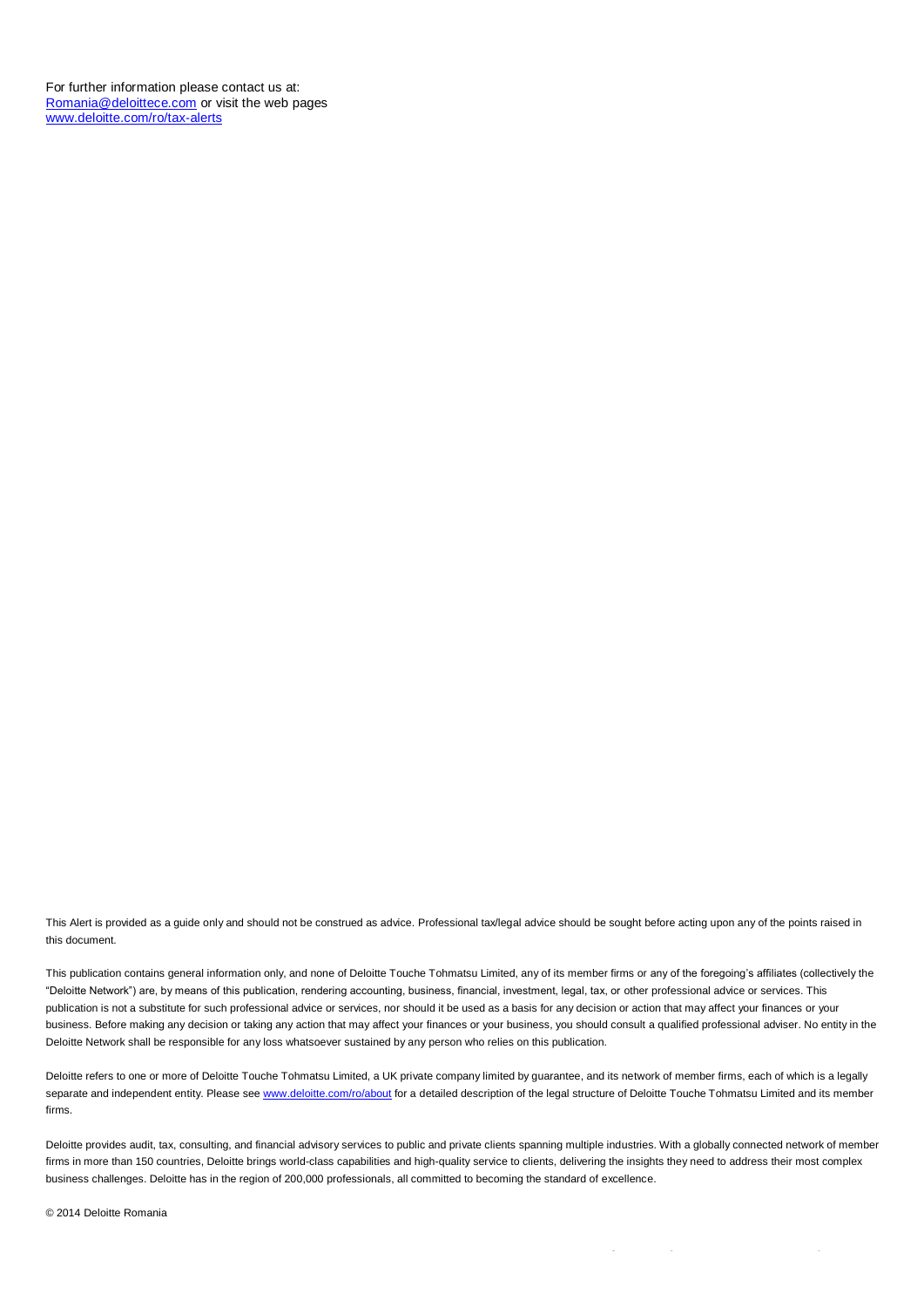For further information please contact us at:
Romania@deloittece.com or visit the web pages
www.deloitte.com/ro/tax-alerts

This Alert is provided as a guide only and should not be construed as advice. Professional tax/legal advice should be sought before acting upon any of the points raised in this document.

This publication contains general information only, and none of Deloitte Touche Tohmatsu Limited, any of its member firms or any of the foregoing's affiliates (collectively the "Deloitte Network") are, by means of this publication, rendering accounting, business, financial, investment, legal, tax, or other professional advice or services. This publication is not a substitute for such professional advice or services, nor should it be used as a basis for any decision or action that may affect your finances or your business. Before making any decision or taking any action that may affect your finances or your business, you should consult a qualified professional adviser. No entity in the Deloitte Network shall be responsible for any loss whatsoever sustained by any person who relies on this publication.

Deloitte refers to one or more of Deloitte Touche Tohmatsu Limited, a UK private company limited by guarantee, and its network of member firms, each of which is a legally separate and independent entity. Please see www.deloitte.com/ro/about for a detailed description of the legal structure of Deloitte Touche Tohmatsu Limited and its member firms.

Deloitte provides audit, tax, consulting, and financial advisory services to public and private clients spanning multiple industries. With a globally connected network of member firms in more than 150 countries, Deloitte brings world-class capabilities and high-quality service to clients, delivering the insights they need to address their most complex business challenges. Deloitte has in the region of 200,000 professionals, all committed to becoming the standard of excellence.

© 2014 Deloitte Romania